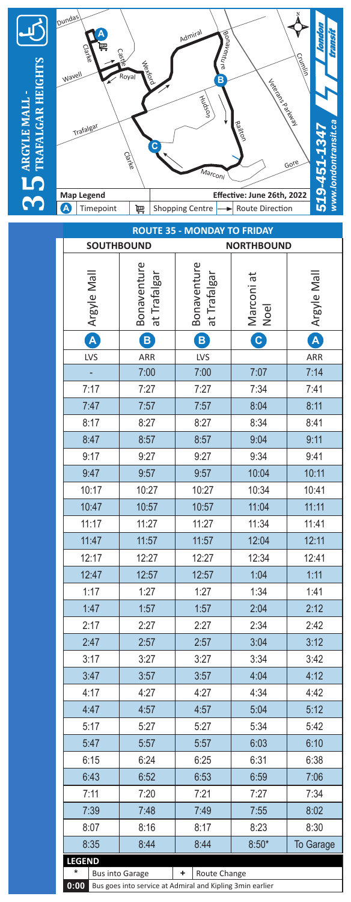# 35 ARGYLE MALL - TRAFALGAR HEIGHTS

london transit

519-451-1347
www.londontransit.ca

Dundas, Clarke, Castle, Wavell, Royal, Wexford, Admiral, Bonaventure, Crumlin, Veterans Parkway, Hudson, Railton, Trafalgar, Clarke, Marconi, Gore

**Map Legend**

A Timepoint | Shopping Centre | Route Direction

**Effective: June 26th, 2022**

## ROUTE 35 - MONDAY TO FRIDAY

| SOUTHBOUND | | NORTHBOUND | | |
|---|---|---|---|---|
| Argyle Mall | Bonaventure at Trafalgar | Bonaventure at Trafalgar | Marconi at Noel | Argyle Mall |
| A | B | B | C | A |
| LVS | ARR | LVS | | ARR |
| - | 7:00 | 7:00 | 7:07 | 7:14 |
| 7:17 | 7:27 | 7:27 | 7:34 | 7:41 |
| 7:47 | 7:57 | 7:57 | 8:04 | 8:11 |
| 8:17 | 8:27 | 8:27 | 8:34 | 8:41 |
| 8:47 | 8:57 | 8:57 | 9:04 | 9:11 |
| 9:17 | 9:27 | 9:27 | 9:34 | 9:41 |
| 9:47 | 9:57 | 9:57 | 10:04 | 10:11 |
| 10:17 | 10:27 | 10:27 | 10:34 | 10:41 |
| 10:47 | 10:57 | 10:57 | 11:04 | 11:11 |
| 11:17 | 11:27 | 11:27 | 11:34 | 11:41 |
| 11:47 | 11:57 | 11:57 | 12:04 | 12:11 |
| 12:17 | 12:27 | 12:27 | 12:34 | 12:41 |
| 12:47 | 12:57 | 12:57 | 1:04 | 1:11 |
| 1:17 | 1:27 | 1:27 | 1:34 | 1:41 |
| 1:47 | 1:57 | 1:57 | 2:04 | 2:12 |
| 2:17 | 2:27 | 2:27 | 2:34 | 2:42 |
| 2:47 | 2:57 | 2:57 | 3:04 | 3:12 |
| 3:17 | 3:27 | 3:27 | 3:34 | 3:42 |
| 3:47 | 3:57 | 3:57 | 4:04 | 4:12 |
| 4:17 | 4:27 | 4:27 | 4:34 | 4:42 |
| 4:47 | 4:57 | 4:57 | 5:04 | 5:12 |
| 5:17 | 5:27 | 5:27 | 5:34 | 5:42 |
| 5:47 | 5:57 | 5:57 | 6:03 | 6:10 |
| 6:15 | 6:24 | 6:25 | 6:31 | 6:38 |
| 6:43 | 6:52 | 6:53 | 6:59 | 7:06 |
| 7:11 | 7:20 | 7:21 | 7:27 | 7:34 |
| 7:39 | 7:48 | 7:49 | 7:55 | 8:02 |
| 8:07 | 8:16 | 8:17 | 8:23 | 8:30 |
| 8:35 | 8:44 | 8:44 | 8:50* | To Garage |

**LEGEND**

* Bus into Garage
+ Route Change
**0:00** Bus goes into service at Admiral and Kipling 3min earlier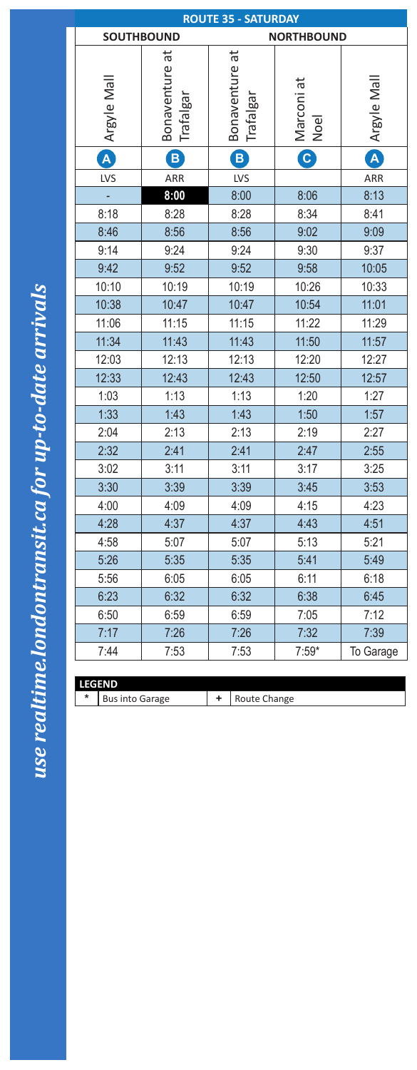# ROUTE 35 - SATURDAY

| SOUTHBOUND | | NORTHBOUND | | |
|---|---|---|---|---|
| Argyle Mall | Bonaventure at Trafalgar | Bonaventure at Trafalgar | Marconi at Noel | Argyle Mall |
| A | B | B | C | A |
| LVS | ARR | LVS | | ARR |
| - | **8:00** | 8:00 | 8:06 | 8:13 |
| 8:18 | 8:28 | 8:28 | 8:34 | 8:41 |
| 8:46 | 8:56 | 8:56 | 9:02 | 9:09 |
| 9:14 | 9:24 | 9:24 | 9:30 | 9:37 |
| 9:42 | 9:52 | 9:52 | 9:58 | 10:05 |
| 10:10 | 10:19 | 10:19 | 10:26 | 10:33 |
| 10:38 | 10:47 | 10:47 | 10:54 | 11:01 |
| 11:06 | 11:15 | 11:15 | 11:22 | 11:29 |
| 11:34 | 11:43 | 11:43 | 11:50 | 11:57 |
| 12:03 | 12:13 | 12:13 | 12:20 | 12:27 |
| 12:33 | 12:43 | 12:43 | 12:50 | 12:57 |
| 1:03 | 1:13 | 1:13 | 1:20 | 1:27 |
| 1:33 | 1:43 | 1:43 | 1:50 | 1:57 |
| 2:04 | 2:13 | 2:13 | 2:19 | 2:27 |
| 2:32 | 2:41 | 2:41 | 2:47 | 2:55 |
| 3:02 | 3:11 | 3:11 | 3:17 | 3:25 |
| 3:30 | 3:39 | 3:39 | 3:45 | 3:53 |
| 4:00 | 4:09 | 4:09 | 4:15 | 4:23 |
| 4:28 | 4:37 | 4:37 | 4:43 | 4:51 |
| 4:58 | 5:07 | 5:07 | 5:13 | 5:21 |
| 5:26 | 5:35 | 5:35 | 5:41 | 5:49 |
| 5:56 | 6:05 | 6:05 | 6:11 | 6:18 |
| 6:23 | 6:32 | 6:32 | 6:38 | 6:45 |
| 6:50 | 6:59 | 6:59 | 7:05 | 7:12 |
| 7:17 | 7:26 | 7:26 | 7:32 | 7:39 |
| 7:44 | 7:53 | 7:53 | 7:59* | To Garage |

**LEGEND**

| | | | |
|---|---|---|---|
| * | Bus into Garage | + | Route Change |

*use realtime.londontransit.ca for up-to-date arrivals*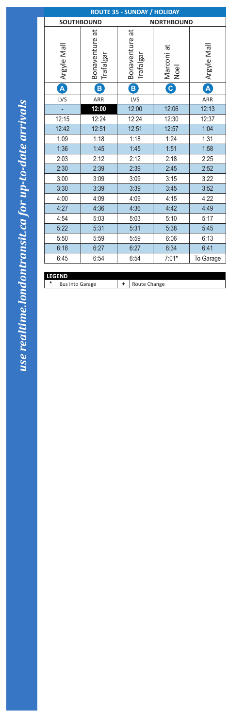*use realtime.londontransit.ca for up-to-date arrivals*

## ROUTE 35 - SUNDAY / HOLIDAY

| SOUTHBOUND | | NORTHBOUND | | |
|---|---|---|---|---|
| Argyle Mall | Bonaventure at Trafalgar | Bonaventure at Trafalgar | Marconi at Noel | Argyle Mall |
| A | B | B | C | A |
| LVS | ARR | LVS | | ARR |
| - | **12:00** | 12:00 | 12:06 | 12:13 |
| 12:15 | 12:24 | 12:24 | 12:30 | 12:37 |
| 12:42 | 12:51 | 12:51 | 12:57 | 1:04 |
| 1:09 | 1:18 | 1:18 | 1:24 | 1:31 |
| 1:36 | 1:45 | 1:45 | 1:51 | 1:58 |
| 2:03 | 2:12 | 2:12 | 2:18 | 2:25 |
| 2:30 | 2:39 | 2:39 | 2:45 | 2:52 |
| 3:00 | 3:09 | 3:09 | 3:15 | 3:22 |
| 3:30 | 3:39 | 3:39 | 3:45 | 3:52 |
| 4:00 | 4:09 | 4:09 | 4:15 | 4:22 |
| 4:27 | 4:36 | 4:36 | 4:42 | 4:49 |
| 4:54 | 5:03 | 5:03 | 5:10 | 5:17 |
| 5:22 | 5:31 | 5:31 | 5:38 | 5:45 |
| 5:50 | 5:59 | 5:59 | 6:06 | 6:13 |
| 6:18 | 6:27 | 6:27 | 6:34 | 6:41 |
| 6:45 | 6:54 | 6:54 | 7:01* | To Garage |

**LEGEND**

| | | | |
|---|---|---|---|
| * | Bus into Garage | + | Route Change |